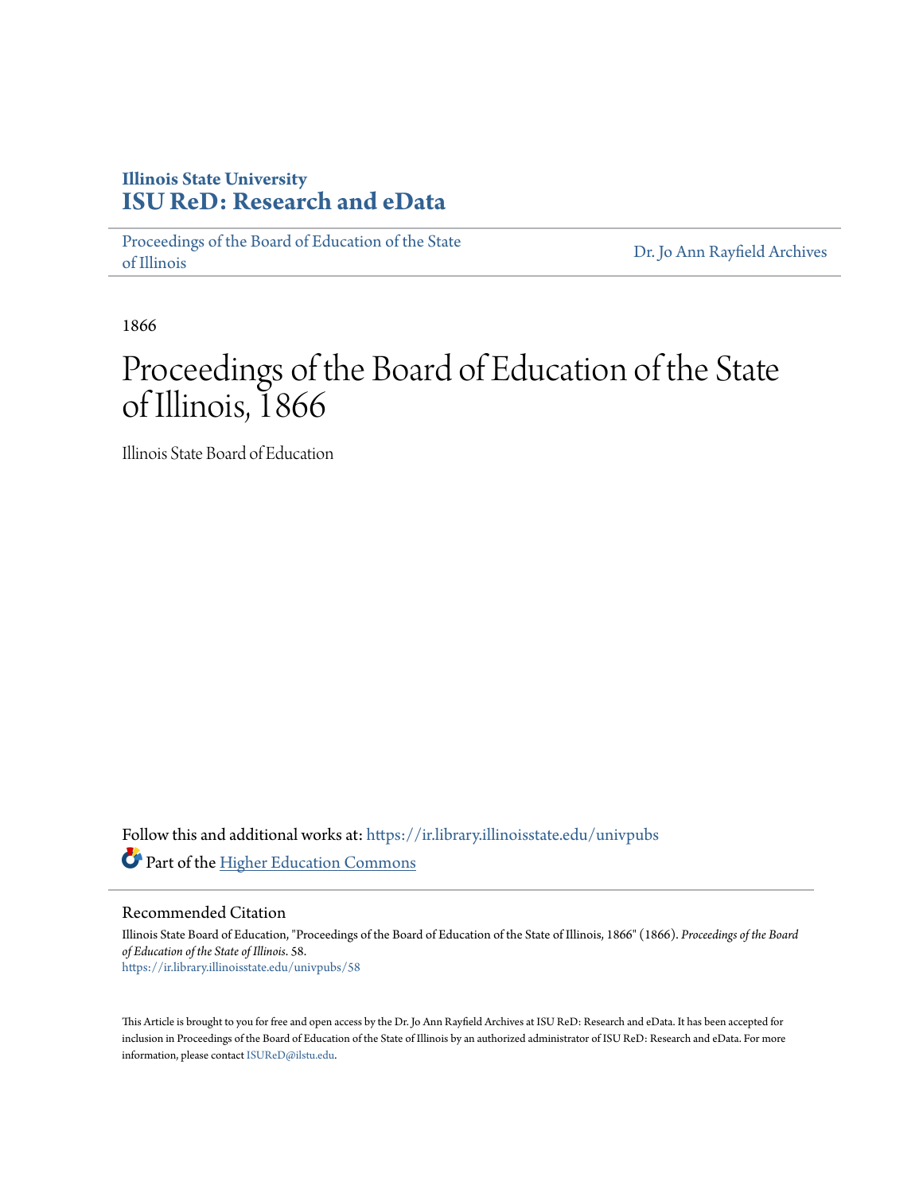Illinois State University
**ISU ReD: Research and eData**

Proceedings of the Board of Education of the State of Illinois | Dr. Jo Ann Rayfield Archives

1866

# Proceedings of the Board of Education of the State of Illinois, 1866

Illinois State Board of Education

Follow this and additional works at: https://ir.library.illinoisstate.edu/univpubs

Part of the Higher Education Commons

## Recommended Citation

Illinois State Board of Education, "Proceedings of the Board of Education of the State of Illinois, 1866" (1866). *Proceedings of the Board of Education of the State of Illinois*. 58.
https://ir.library.illinoisstate.edu/univpubs/58

This Article is brought to you for free and open access by the Dr. Jo Ann Rayfield Archives at ISU ReD: Research and eData. It has been accepted for inclusion in Proceedings of the Board of Education of the State of Illinois by an authorized administrator of ISU ReD: Research and eData. For more information, please contact ISUReD@ilstu.edu.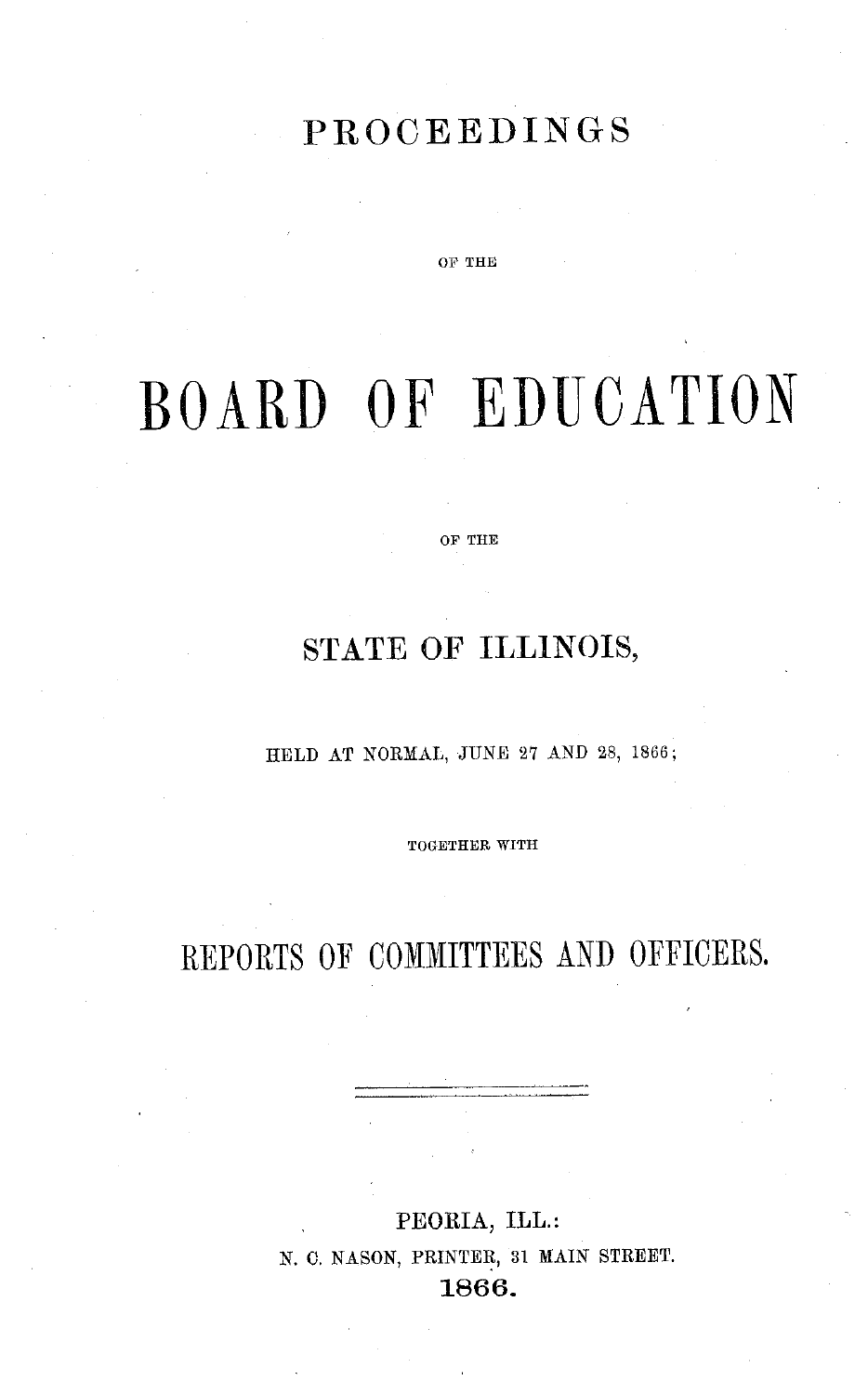# PROCEEDINGS

OF THE

# BOARD OF EDUCATION

OF THE

## STATE OF ILLINOIS,

HELD AT NORMAL, JUNE 27 AND 28, 1866;

TOGETHER WITH

## REPORTS OF COMMITTEES AND OFFICERS.

---

PEORIA, ILL.:

N. C. NASON, PRINTER, 31 MAIN STREET.

1866.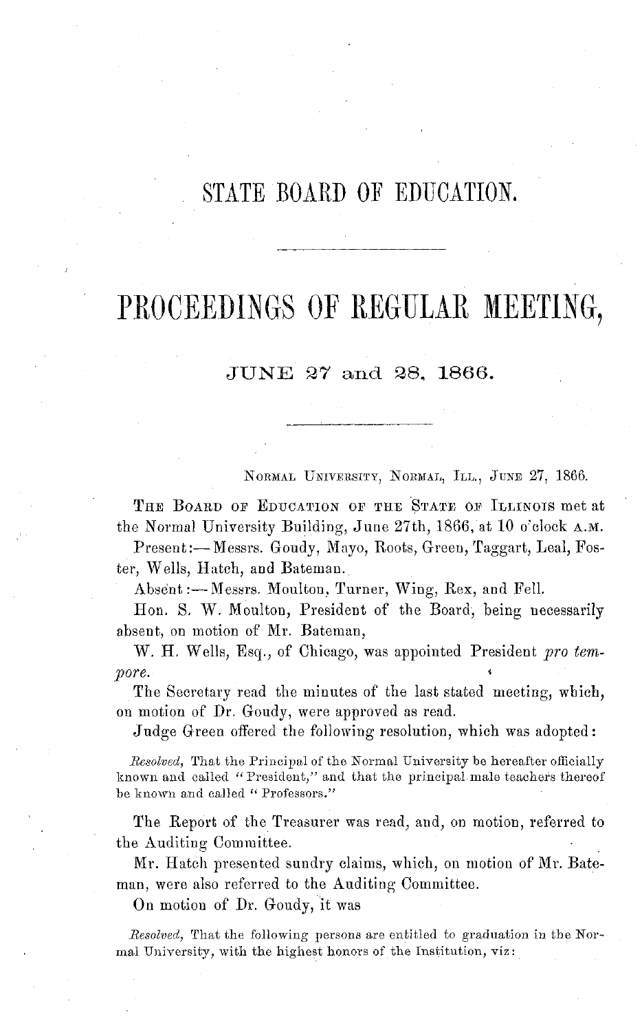# STATE BOARD OF EDUCATION.

# PROCEEDINGS OF REGULAR MEETING,

## JUNE 27 and 28, 1866.

NORMAL UNIVERSITY, NORMAL, ILL., JUNE 27, 1866.

THE BOARD OF EDUCATION OF THE STATE OF ILLINOIS met at the Normal University Building, June 27th, 1866, at 10 o'clock A.M.

Present:—Messrs. Goudy, Mayo, Roots, Green, Taggart, Leal, Foster, Wells, Hatch, and Bateman.

Absent:—Messrs. Moulton, Turner, Wing, Rex, and Fell.

Hon. S. W. Moulton, President of the Board, being necessarily absent, on motion of Mr. Bateman,

W. H. Wells, Esq., of Chicago, was appointed President *pro tempore.*

The Secretary read the minutes of the last stated meeting, which, on motion of Dr. Goudy, were approved as read.

Judge Green offered the following resolution, which was adopted:

*Resolved,* That the Principal of the Normal University be hereafter officially known and called "President," and that the principal male teachers thereof be known and called "Professors."

The Report of the Treasurer was read, and, on motion, referred to the Auditing Committee.

Mr. Hatch presented sundry claims, which, on motion of Mr. Bateman, were also referred to the Auditing Committee.

On motion of Dr. Goudy, it was

*Resolved,* That the following persons are entitled to graduation in the Normal University, with the highest honors of the Institution, viz: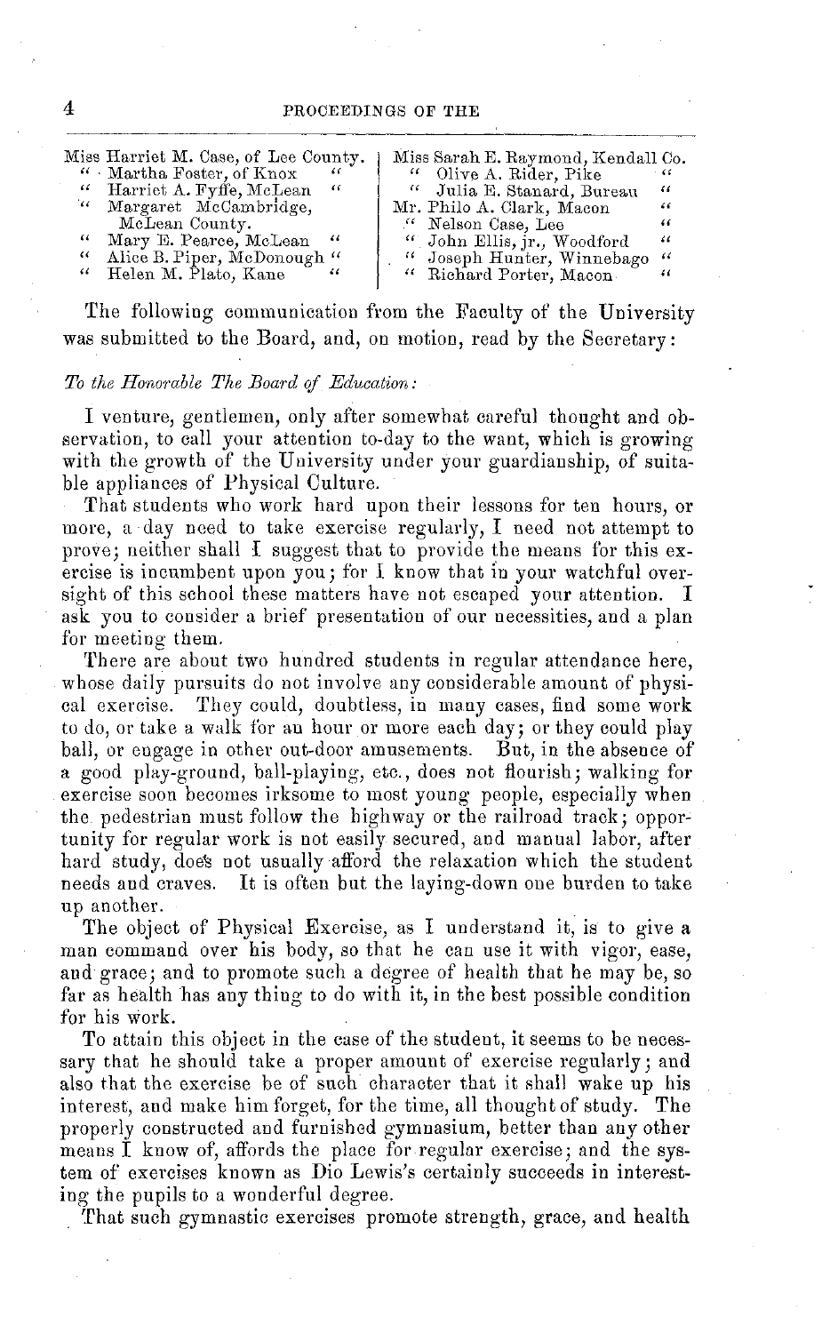Miss Harriet M. Case, of Lee County.
" Martha Foster, of Knox "
" Harriet A. Fyffe, McLean "
" Margaret McCambridge, McLean County.
" Mary E. Pearce, McLean "
" Alice B. Piper, McDonough "
" Helen M. Plato, Kane "

Miss Sarah E. Raymond, Kendall Co.
" Olive A. Rider, Pike "
" Julia E. Stanard, Bureau "
Mr. Philo A. Clark, Macon "
" Nelson Case, Lee "
" John Ellis, jr., Woodford "
" Joseph Hunter, Winnebago "
" Richard Porter, Macon "

The following communication from the Faculty of the University was submitted to the Board, and, on motion, read by the Secretary:

*To the Honorable The Board of Education:*

I venture, gentlemen, only after somewhat careful thought and observation, to call your attention to-day to the want, which is growing with the growth of the University under your guardianship, of suitable appliances of Physical Culture.

That students who work hard upon their lessons for ten hours, or more, a day need to take exercise regularly, I need not attempt to prove; neither shall I suggest that to provide the means for this exercise is incumbent upon you; for I know that in your watchful oversight of this school these matters have not escaped your attention. I ask you to consider a brief presentation of our necessities, and a plan for meeting them.

There are about two hundred students in regular attendance here, whose daily pursuits do not involve any considerable amount of physical exercise. They could, doubtless, in many cases, find some work to do, or take a walk for an hour or more each day; or they could play ball, or engage in other out-door amusements. But, in the absence of a good play-ground, ball-playing, etc., does not flourish; walking for exercise soon becomes irksome to most young people, especially when the pedestrian must follow the highway or the railroad track; opportunity for regular work is not easily secured, and manual labor, after hard study, does not usually afford the relaxation which the student needs and craves. It is often but the laying-down one burden to take up another.

The object of Physical Exercise, as I understand it, is to give a man command over his body, so that he can use it with vigor, ease, and grace; and to promote such a degree of health that he may be, so far as health has any thing to do with it, in the best possible condition for his work.

To attain this object in the case of the student, it seems to be necessary that he should take a proper amount of exercise regularly; and also that the exercise be of such character that it shall wake up his interest, and make him forget, for the time, all thought of study. The properly constructed and furnished gymnasium, better than any other means I know of, affords the place for regular exercise; and the system of exercises known as Dio Lewis's certainly succeeds in interesting the pupils to a wonderful degree.

That such gymnastic exercises promote strength, grace, and health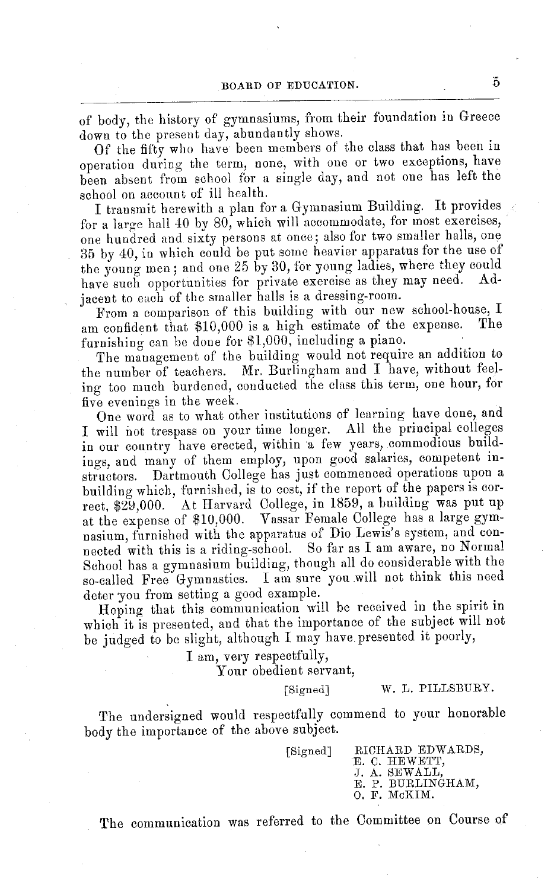of body, the history of gymnasiums, from their foundation in Greece down to the present day, abundantly shows.

Of the fifty who have been members of the class that has been in operation during the term, none, with one or two exceptions, have been absent from school for a single day, and not one has left the school on account of ill health.

I transmit herewith a plan for a Gymnasium Building. It provides for a large hall 40 by 80, which will accommodate, for most exercises, one hundred and sixty persons at once; also for two smaller halls, one 35 by 40, in which could be put some heavier apparatus for the use of the young men; and one 25 by 30, for young ladies, where they could have such opportunities for private exercise as they may need. Adjacent to each of the smaller halls is a dressing-room.

From a comparison of this building with our new school-house, I am confident that $10,000 is a high estimate of the expense. The furnishing can be done for $1,000, including a piano.

The management of the building would not require an addition to the number of teachers. Mr. Burlingham and I have, without feeling too much burdened, conducted the class this term, one hour, for five evenings in the week.

One word as to what other institutions of learning have done, and I will not trespass on your time longer. All the principal colleges in our country have erected, within a few years, commodious buildings, and many of them employ, upon good salaries, competent instructors. Dartmouth College has just commenced operations upon a building which, furnished, is to cost, if the report of the papers is correct, $29,000. At Harvard College, in 1859, a building was put up at the expense of $10,000. Vassar Female College has a large gymnasium, furnished with the apparatus of Dio Lewis's system, and connected with this is a riding-school. So far as I am aware, no Normal School has a gymnasium building, though all do considerable with the so-called Free Gymnastics. I am sure you will not think this need deter you from setting a good example.

Hoping that this communication will be received in the spirit in which it is presented, and that the importance of the subject will not be judged to be slight, although I may have presented it poorly,

I am, very respectfully,
Your obedient servant,

[Signed] W. L. PILLSBURY.

The undersigned would respectfully commend to your honorable body the importance of the above subject.

[Signed] RICHARD EDWARDS,
E. C. HEWETT,
J. A. SEWALL,
E. P. BURLINGHAM,
O. F. McKIM.

The communication was referred to the Committee on Course of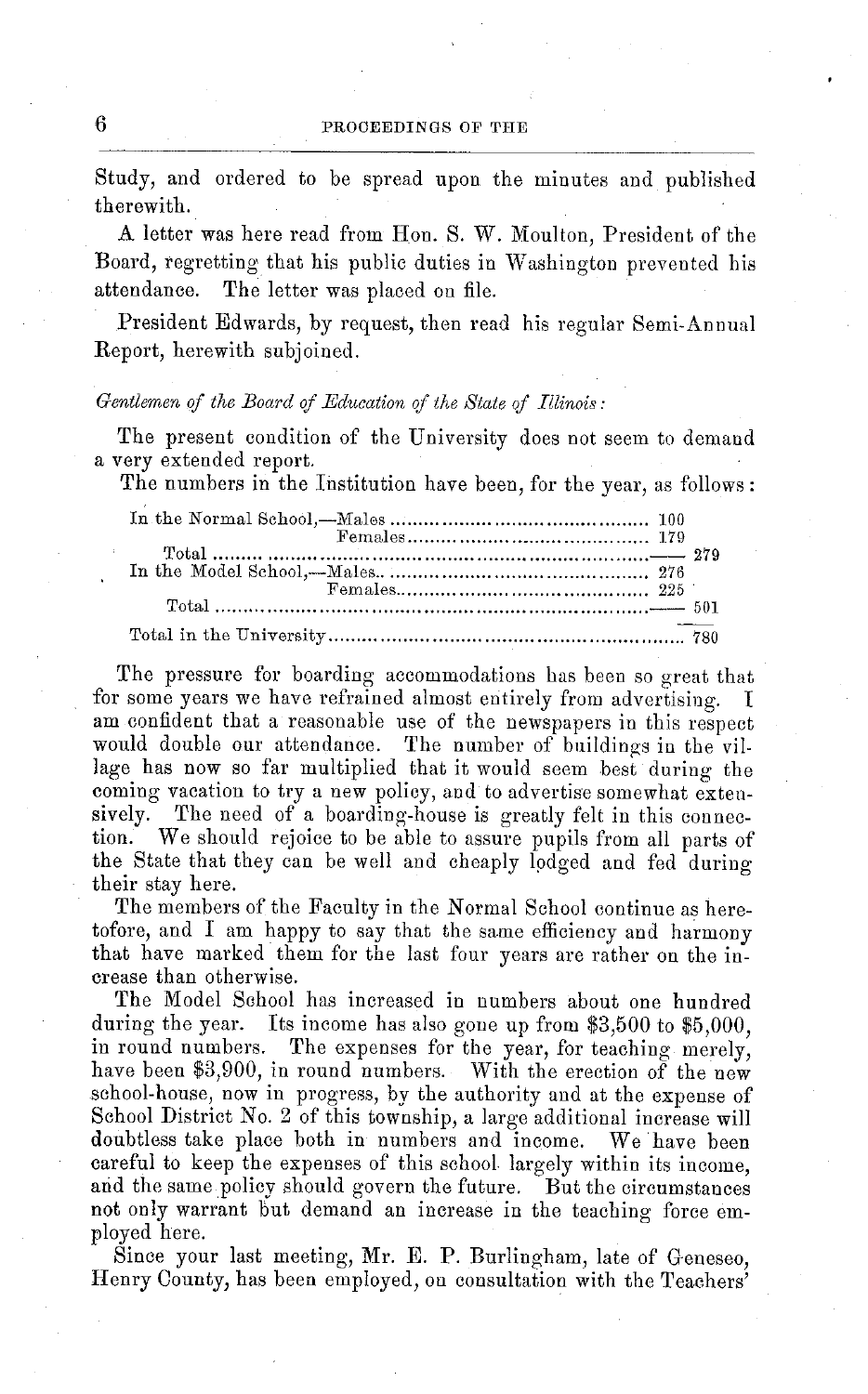Study, and ordered to be spread upon the minutes and published therewith.

A letter was here read from Hon. S. W. Moulton, President of the Board, regretting that his public duties in Washington prevented his attendance. The letter was placed on file.

President Edwards, by request, then read his regular Semi-Annual Report, herewith subjoined.

*Gentlemen of the Board of Education of the State of Illinois:*

The present condition of the University does not seem to demand a very extended report.

The numbers in the Institution have been, for the year, as follows:

| | | |
|---|---|---|
| In the Normal School,—Males | 100 | |
| Females | 179 | |
| Total | | 279 |
| In the Model School,—Males | 276 | |
| Females | 225 | |
| Total | | 501 |
| Total in the University | | 780 |

The pressure for boarding accommodations has been so great that for some years we have refrained almost entirely from advertising. I am confident that a reasonable use of the newspapers in this respect would double our attendance. The number of buildings in the village has now so far multiplied that it would seem best during the coming vacation to try a new policy, and to advertise somewhat extensively. The need of a boarding-house is greatly felt in this connection. We should rejoice to be able to assure pupils from all parts of the State that they can be well and cheaply lodged and fed during their stay here.

The members of the Faculty in the Normal School continue as heretofore, and I am happy to say that the same efficiency and harmony that have marked them for the last four years are rather on the increase than otherwise.

The Model School has increased in numbers about one hundred during the year. Its income has also gone up from $3,500 to $5,000, in round numbers. The expenses for the year, for teaching merely, have been $3,900, in round numbers. With the erection of the new school-house, now in progress, by the authority and at the expense of School District No. 2 of this township, a large additional increase will doubtless take place both in numbers and income. We have been careful to keep the expenses of this school largely within its income, and the same policy should govern the future. But the circumstances not only warrant but demand an increase in the teaching force employed here.

Since your last meeting, Mr. E. P. Burlingham, late of Geneseo, Henry County, has been employed, on consultation with the Teachers'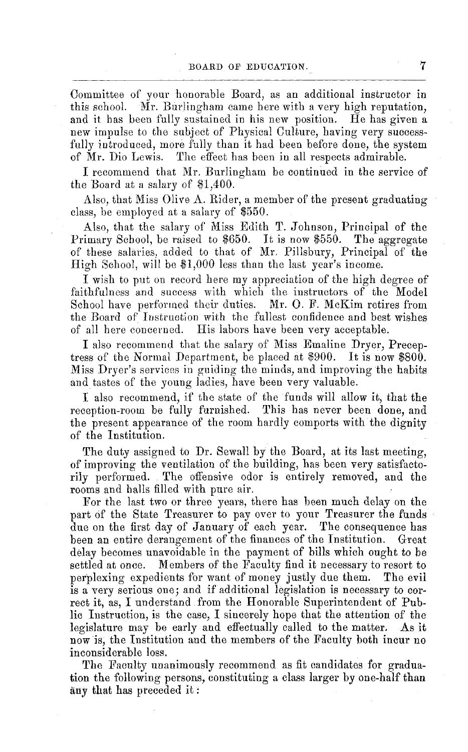Committee of your honorable Board, as an additional instructor in this school. Mr. Burlingham came here with a very high reputation, and it has been fully sustained in his new position. He has given a new impulse to the subject of Physical Culture, having very successfully introduced, more fully than it had been before done, the system of Mr. Dio Lewis. The effect has been in all respects admirable.

I recommend that Mr. Burlingham be continued in the service of the Board at a salary of $1,400.

Also, that Miss Olive A. Rider, a member of the present graduating class, be employed at a salary of $550.

Also, that the salary of Miss Edith T. Johnson, Principal of the Primary School, be raised to $650. It is now $550. The aggregate of these salaries, added to that of Mr. Pillsbury, Principal of the High School, will be $1,000 less than the last year's income.

I wish to put on record here my appreciation of the high degree of faithfulness and success with which the instructors of the Model School have performed their duties. Mr. O. F. McKim retires from the Board of Instruction with the fullest confidence and best wishes of all here concerned. His labors have been very acceptable.

I also recommend that the salary of Miss Emaline Dryer, Preceptress of the Normal Department, be placed at $900. It is now $800. Miss Dryer's services in guiding the minds, and improving the habits and tastes of the young ladies, have been very valuable.

I also recommend, if the state of the funds will allow it, that the reception-room be fully furnished. This has never been done, and the present appearance of the room hardly comports with the dignity of the Institution.

The duty assigned to Dr. Sewall by the Board, at its last meeting, of improving the ventilation of the building, has been very satisfactorily performed. The offensive odor is entirely removed, and the rooms and halls filled with pure air.

For the last two or three years, there has been much delay on the part of the State Treasurer to pay over to your Treasurer the funds due on the first day of January of each year. The consequence has been an entire derangement of the finances of the Institution. Great delay becomes unavoidable in the payment of bills which ought to be settled at once. Members of the Faculty find it necessary to resort to perplexing expedients for want of money justly due them. The evil is a very serious one; and if additional legislation is necessary to correct it, as, I understand from the Honorable Superintendent of Public Instruction, is the case, I sincerely hope that the attention of the legislature may be early and effectually called to the matter. As it now is, the Institution and the members of the Faculty both incur no inconsiderable loss.

The Faculty unanimously recommend as fit candidates for graduation the following persons, constituting a class larger by one-half than any that has preceded it: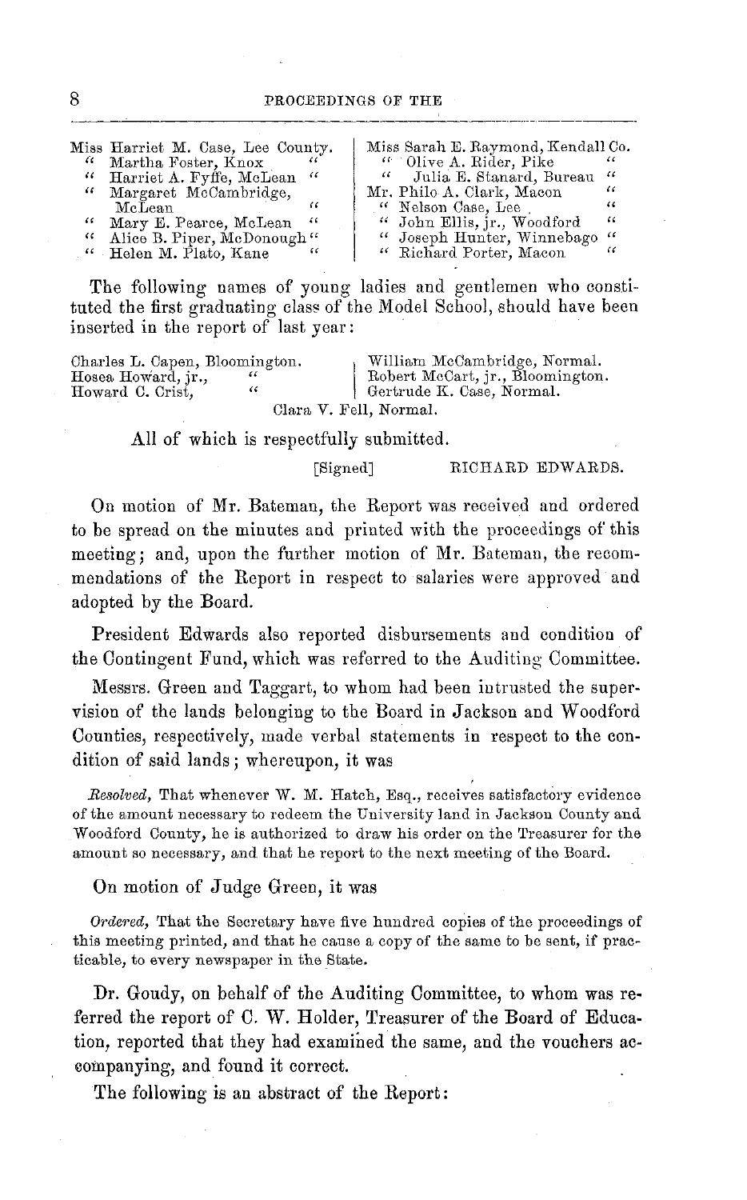Miss Harriet M. Case, Lee County.
" Martha Foster, Knox "
" Harriet A. Fyffe, McLean "
" Margaret McCambridge, McLean "
" Mary E. Pearce, McLean "
" Alice B. Piper, McDonough "
" Helen M. Plato, Kane "
Miss Sarah E. Raymond, Kendall Co.
" Olive A. Rider, Pike "
" Julia E. Stanard, Bureau "
Mr. Philo A. Clark, Macon "
" Nelson Case, Lee "
" John Ellis, jr., Woodford "
" Joseph Hunter, Winnebago "
" Richard Porter, Macon "

The following names of young ladies and gentlemen who constituted the first graduating class of the Model School, should have been inserted in the report of last year:

Charles L. Capen, Bloomington.
Hosea Howard, jr., "
Howard C. Crist, "
William McCambridge, Normal.
Robert McCart, jr., Bloomington.
Gertrude K. Case, Normal.
Clara V. Fell, Normal.

All of which is respectfully submitted.

[Signed] RICHARD EDWARDS.

On motion of Mr. Bateman, the Report was received and ordered to be spread on the minutes and printed with the proceedings of this meeting; and, upon the further motion of Mr. Bateman, the recommendations of the Report in respect to salaries were approved and adopted by the Board.

President Edwards also reported disbursements and condition of the Contingent Fund, which was referred to the Auditing Committee.

Messrs. Green and Taggart, to whom had been intrusted the supervision of the lands belonging to the Board in Jackson and Woodford Counties, respectively, made verbal statements in respect to the condition of said lands; whereupon, it was

*Resolved,* That whenever W. M. Hatch, Esq., receives satisfactory evidence of the amount necessary to redeem the University land in Jackson County and Woodford County, he is authorized to draw his order on the Treasurer for the amount so necessary, and that he report to the next meeting of the Board.

On motion of Judge Green, it was

*Ordered,* That the Secretary have five hundred copies of the proceedings of this meeting printed, and that he cause a copy of the same to be sent, if practicable, to every newspaper in the State.

Dr. Goudy, on behalf of the Auditing Committee, to whom was referred the report of C. W. Holder, Treasurer of the Board of Education, reported that they had examined the same, and the vouchers accompanying, and found it correct.

The following is an abstract of the Report: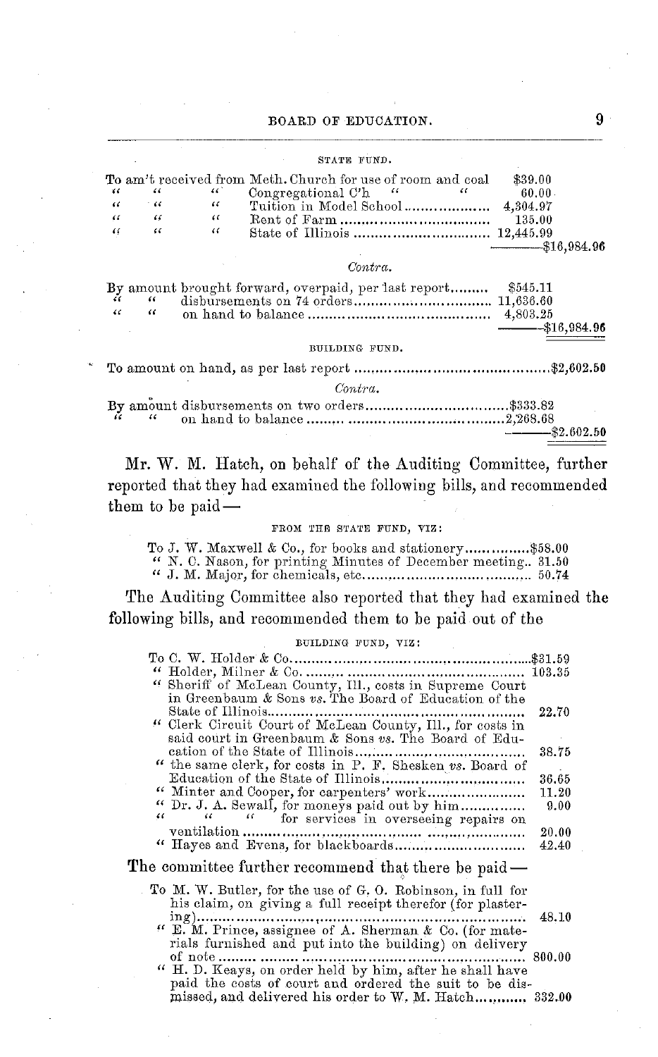STATE FUND.

| | | |
|---|---|---|
| To am't received from Meth. Church for use of room and coal | $39.00 | |
| " " " Congregational C'h " " | 60.00 | |
| " " " Tuition in Model School | 4,304.97 | |
| " " " Rent of Farm | 135.00 | |
| " " " State of Illinois | 12,445.99 | |
| | | $16,984.96 |

*Contra.*

| | | |
|---|---|---|
| By amount brought forward, overpaid, per last report | $545.11 | |
| " " disbursements on 74 orders | 11,636.60 | |
| " " on hand to balance | 4,803.25 | |
| | | $16,984.96 |

BUILDING FUND.

| | | |
|---|---|---|
| To amount on hand, as per last report | | $2,602.50 |

*Contra.*

| | | |
|---|---|---|
| By amount disbursements on two orders | $333.82 | |
| " " on hand to balance | 2,268.68 | |
| | | $2.602.50 |

Mr. W. M. Hatch, on behalf of the Auditing Committee, further reported that they had examined the following bills, and recommended them to be paid—

FROM THE STATE FUND, VIZ:

| | |
|---|---|
| To J. W. Maxwell & Co., for books and stationery | $58.00 |
| " N. C. Nason, for printing Minutes of December meeting | 31.50 |
| " J. M. Major, for chemicals, etc | 50.74 |

The Auditing Committee also reported that they had examined the following bills, and recommended them to be paid out of the

BUILDING FUND, VIZ:

| | |
|---|---|
| To C. W. Holder & Co | $31.59 |
| " Holder, Milner & Co | 103.35 |
| " Sheriff of McLean County, Ill., costs in Supreme Court in Greenbaum & Sons *vs.* The Board of Education of the State of Illinois | 22.70 |
| " Clerk Circuit Court of McLean County, Ill., for costs in said court in Greenbaum & Sons *vs.* The Board of Education of the State of Illinois | 38.75 |
| " the same clerk, for costs in P. F. Shesken *vs.* Board of Education of the State of Illinois | 36.65 |
| " Minter and Cooper, for carpenters' work | 11.20 |
| " Dr. J. A. Sewall, for moneys paid out by him | 9.00 |
| " " " for services in overseeing repairs on ventilation | 20.00 |
| " Hayes and Evens, for blackboards | 42.40 |

The committee further recommend that there be paid—

| | |
|---|---|
| To M. W. Butler, for the use of G. O. Robinson, in full for his claim, on giving a full receipt therefor (for plastering) | 48.10 |
| " E. M. Prince, assignee of A. Sherman & Co. (for materials furnished and put into the building) on delivery of note | 800.00 |
| " H. D. Keays, on order held by him, after he shall have paid the costs of court and ordered the suit to be dismissed, and delivered his order to W. M. Hatch | 332.00 |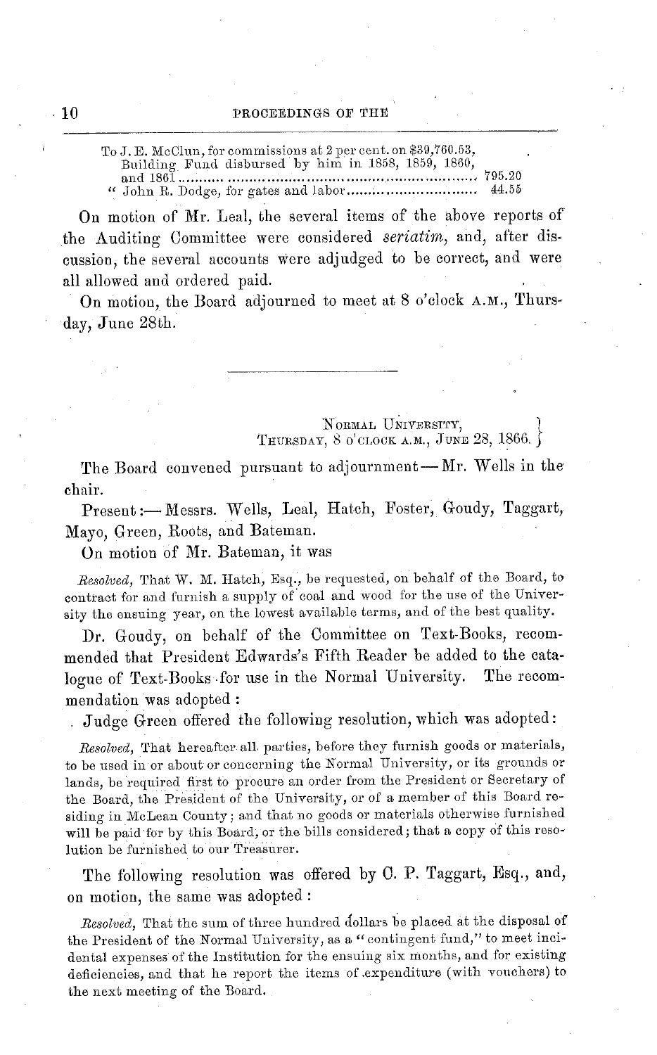To J. E. McClun, for commissions at 2 per cent. on $39,760.53, Building Fund disbursed by him in 1858, 1859, 1860, and 1861 ........ 795.20
" John R. Dodge, for gates and labor ........ 44.55

On motion of Mr. Leal, the several items of the above reports of the Auditing Committee were considered *seriatim*, and, after discussion, the several accounts were adjudged to be correct, and were all allowed and ordered paid.

On motion, the Board adjourned to meet at 8 o'clock A.M., Thursday, June 28th.

---

NORMAL UNIVERSITY,
THURSDAY, 8 O'CLOCK A.M., JUNE 28, 1866.

The Board convened pursuant to adjournment — Mr. Wells in the chair.

Present: — Messrs. Wells, Leal, Hatch, Foster, Goudy, Taggart, Mayo, Green, Roots, and Bateman.

On motion of Mr. Bateman, it was

*Resolved,* That W. M. Hatch, Esq., be requested, on behalf of the Board, to contract for and furnish a supply of coal and wood for the use of the University the ensuing year, on the lowest available terms, and of the best quality.

Dr. Goudy, on behalf of the Committee on Text-Books, recommended that President Edwards's Fifth Reader be added to the catalogue of Text-Books for use in the Normal University. The recommendation was adopted:

Judge Green offered the following resolution, which was adopted:

*Resolved,* That hereafter all parties, before they furnish goods or materials, to be used in or about or concerning the Normal University, or its grounds or lands, be required first to procure an order from the President or Secretary of the Board, the President of the University, or of a member of this Board residing in McLean County; and that no goods or materials otherwise furnished will be paid for by this Board, or the bills considered; that a copy of this resolution be furnished to our Treasurer.

The following resolution was offered by C. P. Taggart, Esq., and, on motion, the same was adopted:

*Resolved,* That the sum of three hundred dollars be placed at the disposal of the President of the Normal University, as a "contingent fund," to meet incidental expenses of the Institution for the ensuing six months, and for existing deficiencies, and that he report the items of expenditure (with vouchers) to the next meeting of the Board.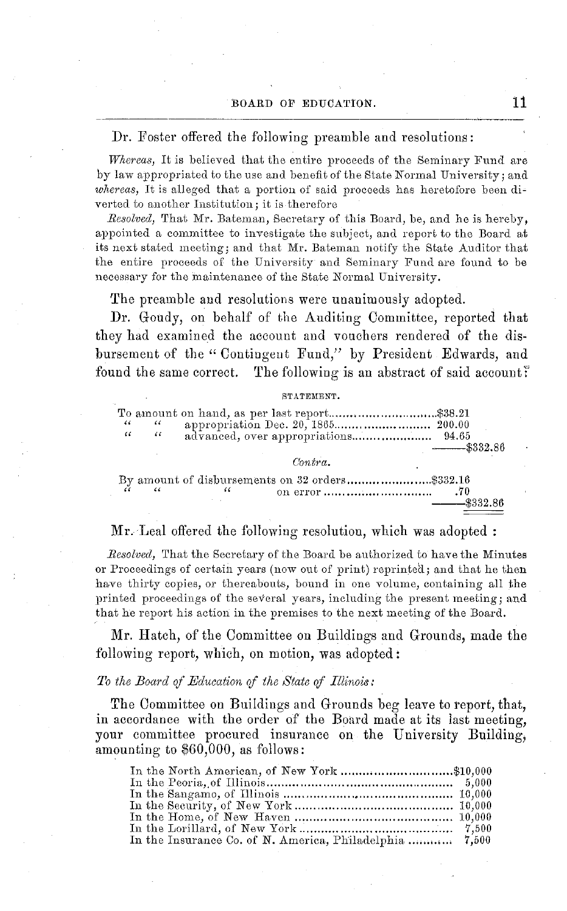Dr. Foster offered the following preamble and resolutions:

*Whereas,* It is believed that the entire proceeds of the Seminary Fund are by law appropriated to the use and benefit of the State Normal University; and *whereas,* It is alleged that a portion of said proceeds has heretofore been diverted to another Institution; it is therefore

*Resolved,* That Mr. Bateman, Secretary of this Board, be, and he is hereby, appointed a committee to investigate the subject, and report to the Board at its next stated meeting; and that Mr. Bateman notify the State Auditor that the entire proceeds of the University and Seminary Fund are found to be necessary for the maintenance of the State Normal University.

The preamble and resolutions were unanimously adopted.

Dr. Goudy, on behalf of the Auditing Committee, reported that they had examined the account and vouchers rendered of the disbursement of the "Contingent Fund," by President Edwards, and found the same correct. The following is an abstract of said account:

STATEMENT.

| | | |
|---|---|---|
| To amount on hand, as per last report | $38.21 | |
| " " appropriation Dec. 20, 1865 | 200.00 | |
| " " advanced, over appropriations | 94.65 | |
| | | $332.86 |

*Contra.*

| | | |
|---|---|---|
| By amount of disbursements on 32 orders | $332.16 | |
| " " " on error | .70 | |
| | | $332.86 |

Mr. Leal offered the following resolution, which was adopted:

*Resolved,* That the Secretary of the Board be authorized to have the Minutes or Proceedings of certain years (now out of print) reprinted; and that he then have thirty copies, or thereabouts, bound in one volume, containing all the printed proceedings of the several years, including the present meeting; and that he report his action in the premises to the next meeting of the Board.

Mr. Hatch, of the Committee on Buildings and Grounds, made the following report, which, on motion, was adopted:

*To the Board of Education of the State of Illinois:*

The Committee on Buildings and Grounds beg leave to report, that, in accordance with the order of the Board made at its last meeting, your committee procured insurance on the University Building, amounting to $60,000, as follows:

| | |
|---|---|
| In the North American, of New York | $10,000 |
| In the Peoria, of Illinois | 5,000 |
| In the Sangamo, of Illinois | 10,000 |
| In the Security, of New York | 10,000 |
| In the Home, of New Haven | 10,000 |
| In the Lorillard, of New York | 7,500 |
| In the Insurance Co. of N. America, Philadelphia | 7,500 |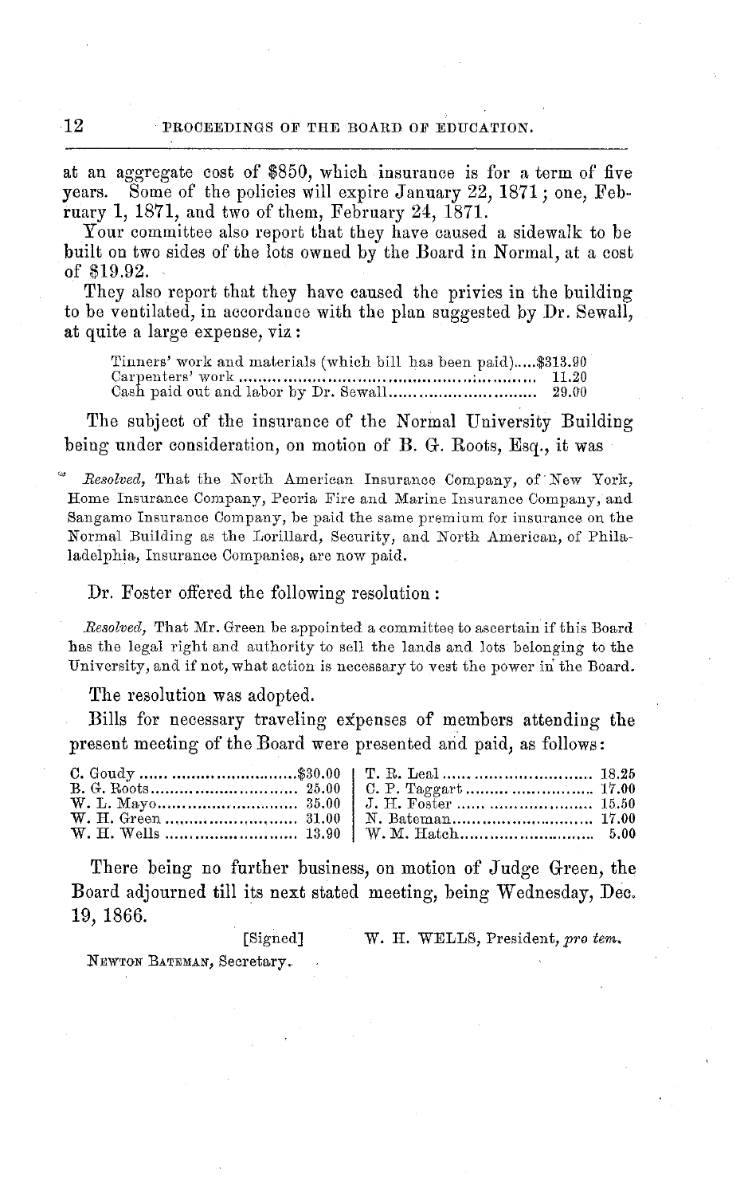at an aggregate cost of $850, which insurance is for a term of five years. Some of the policies will expire January 22, 1871; one, February 1, 1871, and two of them, February 24, 1871.

Your committee also report that they have caused a sidewalk to be built on two sides of the lots owned by the Board in Normal, at a cost of $19.92.

They also report that they have caused the privies in the building to be ventilated, in accordance with the plan suggested by Dr. Sewall, at quite a large expense, viz:

| | |
|---|---|
| Tinners' work and materials (which bill has been paid)..... | $313.90 |
| Carpenters' work ............................................................ | 11.20 |
| Cash paid out and labor by Dr. Sewall............................... | 29.00 |

The subject of the insurance of the Normal University Building being under consideration, on motion of B. G. Roots, Esq., it was

*Resolved*, That the North American Insurance Company, of New York, Home Insurance Company, Peoria Fire and Marine Insurance Company, and Sangamo Insurance Company, be paid the same premium for insurance on the Normal Building as the Lorillard, Security, and North American, of Philadelphia, Insurance Companies, are now paid.

Dr. Foster offered the following resolution:

*Resolved*, That Mr. Green be appointed a committee to ascertain if this Board has the legal right and authority to sell the lands and lots belonging to the University, and if not, what action is necessary to vest the power in the Board.

The resolution was adopted.

Bills for necessary traveling expenses of members attending the present meeting of the Board were presented and paid, as follows:

| | | | |
|---|---|---|---|
| C. Goudy ................................. | $30.00 | T. R. Leal ................................. | 18.25 |
| B. G. Roots................................ | 25.00 | C. P. Taggart ............................. | 17.00 |
| W. L. Mayo................................ | 35.00 | J. H. Foster ............................... | 15.50 |
| W. H. Green .............................. | 31.00 | N. Bateman................................ | 17.00 |
| W. H. Wells .............................. | 13.90 | W. M. Hatch............................... | 5.00 |

There being no further business, on motion of Judge Green, the Board adjourned till its next stated meeting, being Wednesday, Dec. 19, 1866.

[Signed] W. H. WELLS, President, *pro tem.*

NEWTON BATEMAN, Secretary.